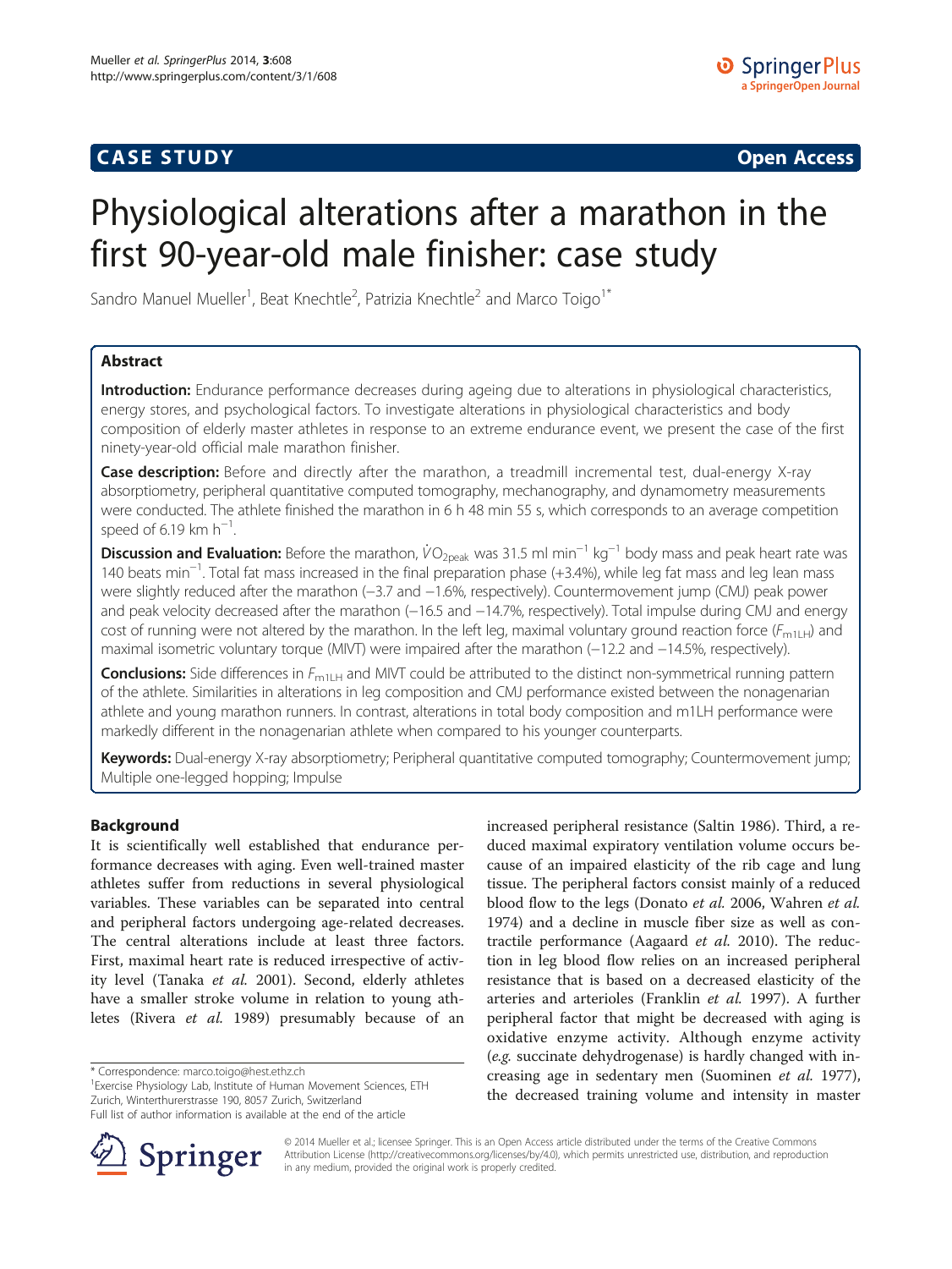CASE STUDY | Open Access

# Physiological alterations after a marathon in the first 90-year-old male finisher: case study

Sandro Manuel Mueller[1], Beat Knechtle[2], Patrizia Knechtle[2] and Marco Toigo[1*]

## Abstract

**Introduction:** Endurance performance decreases during ageing due to alterations in physiological characteristics, energy stores, and psychological factors. To investigate alterations in physiological characteristics and body composition of elderly master athletes in response to an extreme endurance event, we present the case of the first ninety-year-old official male marathon finisher.

**Case description:** Before and directly after the marathon, a treadmill incremental test, dual-energy X-ray absorptiometry, peripheral quantitative computed tomography, mechanography, and dynamometry measurements were conducted. The athlete finished the marathon in 6 h 48 min 55 s, which corresponds to an average competition speed of 6.19 km h$^{-1}$.

**Discussion and Evaluation:** Before the marathon, $\dot{V}O_{2peak}$ was 31.5 ml min$^{-1}$ kg$^{-1}$ body mass and peak heart rate was 140 beats min$^{-1}$. Total fat mass increased in the final preparation phase (+3.4%), while leg fat mass and leg lean mass were slightly reduced after the marathon (−3.7 and −1.6%, respectively). Countermovement jump (CMJ) peak power and peak velocity decreased after the marathon (−16.5 and −14.7%, respectively). Total impulse during CMJ and energy cost of running were not altered by the marathon. In the left leg, maximal voluntary ground reaction force ($F_{m1LH}$) and maximal isometric voluntary torque (MIVT) were impaired after the marathon (−12.2 and −14.5%, respectively).

**Conclusions:** Side differences in $F_{m1LH}$ and MIVT could be attributed to the distinct non-symmetrical running pattern of the athlete. Similarities in alterations in leg composition and CMJ performance existed between the nonagenarian athlete and young marathon runners. In contrast, alterations in total body composition and m1LH performance were markedly different in the nonagenarian athlete when compared to his younger counterparts.

**Keywords:** Dual-energy X-ray absorptiometry; Peripheral quantitative computed tomography; Countermovement jump; Multiple one-legged hopping; Impulse

## Background

It is scientifically well established that endurance performance decreases with aging. Even well-trained master athletes suffer from reductions in several physiological variables. These variables can be separated into central and peripheral factors undergoing age-related decreases. The central alterations include at least three factors. First, maximal heart rate is reduced irrespective of activity level (Tanaka *et al.* 2001). Second, elderly athletes have a smaller stroke volume in relation to young athletes (Rivera *et al.* 1989) presumably because of an increased peripheral resistance (Saltin 1986). Third, a reduced maximal expiratory ventilation volume occurs because of an impaired elasticity of the rib cage and lung tissue. The peripheral factors consist mainly of a reduced blood flow to the legs (Donato *et al.* 2006, Wahren *et al.* 1974) and a decline in muscle fiber size as well as contractile performance (Aagaard *et al.* 2010). The reduction in leg blood flow relies on an increased peripheral resistance that is based on a decreased elasticity of the arteries and arterioles (Franklin *et al.* 1997). A further peripheral factor that might be decreased with aging is oxidative enzyme activity. Although enzyme activity (*e.g.* succinate dehydrogenase) is hardly changed with increasing age in sedentary men (Suominen *et al.* 1977), the decreased training volume and intensity in master

\* Correspondence: marco.toigo@hest.ethz.ch
[1]Exercise Physiology Lab, Institute of Human Movement Sciences, ETH Zurich, Winterthurerstrasse 190, 8057 Zurich, Switzerland
Full list of author information is available at the end of the article

© 2014 Mueller et al.; licensee Springer. This is an Open Access article distributed under the terms of the Creative Commons Attribution License (http://creativecommons.org/licenses/by/4.0), which permits unrestricted use, distribution, and reproduction in any medium, provided the original work is properly credited.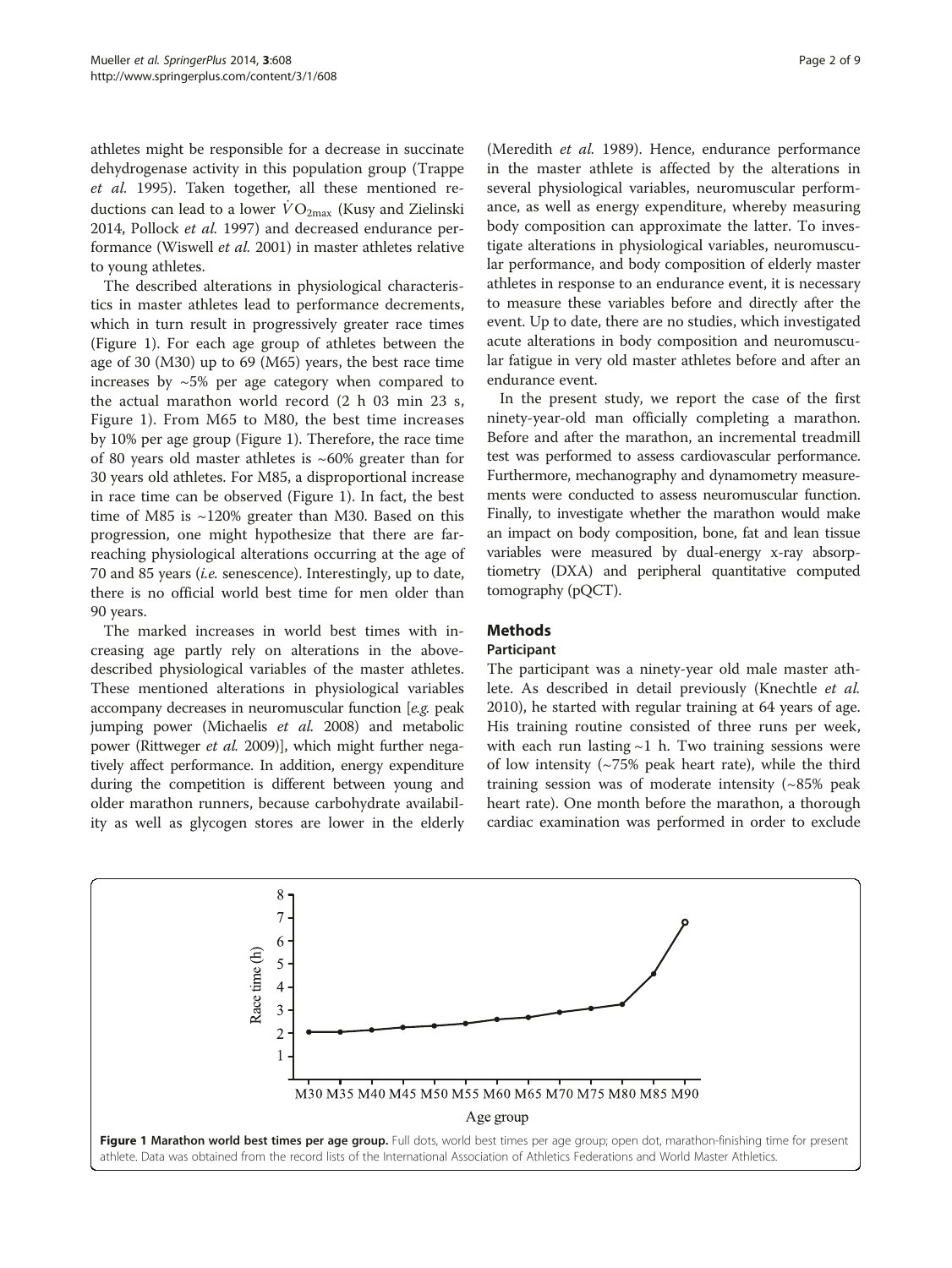athletes might be responsible for a decrease in succinate dehydrogenase activity in this population group (Trappe *et al.* 1995). Taken together, all these mentioned reductions can lead to a lower $\dot{V}O_{2max}$ (Kusy and Zielinski 2014, Pollock *et al.* 1997) and decreased endurance performance (Wiswell *et al.* 2001) in master athletes relative to young athletes.

The described alterations in physiological characteristics in master athletes lead to performance decrements, which in turn result in progressively greater race times (Figure 1). For each age group of athletes between the age of 30 (M30) up to 69 (M65) years, the best race time increases by ~5% per age category when compared to the actual marathon world record (2 h 03 min 23 s, Figure 1). From M65 to M80, the best time increases by 10% per age group (Figure 1). Therefore, the race time of 80 years old master athletes is ~60% greater than for 30 years old athletes. For M85, a disproportional increase in race time can be observed (Figure 1). In fact, the best time of M85 is ~120% greater than M30. Based on this progression, one might hypothesize that there are far-reaching physiological alterations occurring at the age of 70 and 85 years (*i.e.* senescence). Interestingly, up to date, there is no official world best time for men older than 90 years.

The marked increases in world best times with increasing age partly rely on alterations in the above-described physiological variables of the master athletes. These mentioned alterations in physiological variables accompany decreases in neuromuscular function [*e.g.* peak jumping power (Michaelis *et al.* 2008) and metabolic power (Rittweger *et al.* 2009)], which might further negatively affect performance. In addition, energy expenditure during the competition is different between young and older marathon runners, because carbohydrate availability as well as glycogen stores are lower in the elderly (Meredith *et al.* 1989). Hence, endurance performance in the master athlete is affected by the alterations in several physiological variables, neuromuscular performance, as well as energy expenditure, whereby measuring body composition can approximate the latter. To investigate alterations in physiological variables, neuromuscular performance, and body composition of elderly master athletes in response to an endurance event, it is necessary to measure these variables before and directly after the event. Up to date, there are no studies, which investigated acute alterations in body composition and neuromuscular fatigue in very old master athletes before and after an endurance event.

In the present study, we report the case of the first ninety-year-old man officially completing a marathon. Before and after the marathon, an incremental treadmill test was performed to assess cardiovascular performance. Furthermore, mechanography and dynamometry measurements were conducted to assess neuromuscular function. Finally, to investigate whether the marathon would make an impact on body composition, bone, fat and lean tissue variables were measured by dual-energy x-ray absorptiometry (DXA) and peripheral quantitative computed tomography (pQCT).

## Methods

### Participant

The participant was a ninety-year old male master athlete. As described in detail previously (Knechtle *et al.* 2010), he started with regular training at 64 years of age. His training routine consisted of three runs per week, with each run lasting ~1 h. Two training sessions were of low intensity (~75% peak heart rate), while the third training session was of moderate intensity (~85% peak heart rate). One month before the marathon, a thorough cardiac examination was performed in order to exclude

**Figure 1 Marathon world best times per age group.** Full dots, world best times per age group; open dot, marathon-finishing time for present athlete. Data was obtained from the record lists of the International Association of Athletics Federations and World Master Athletics.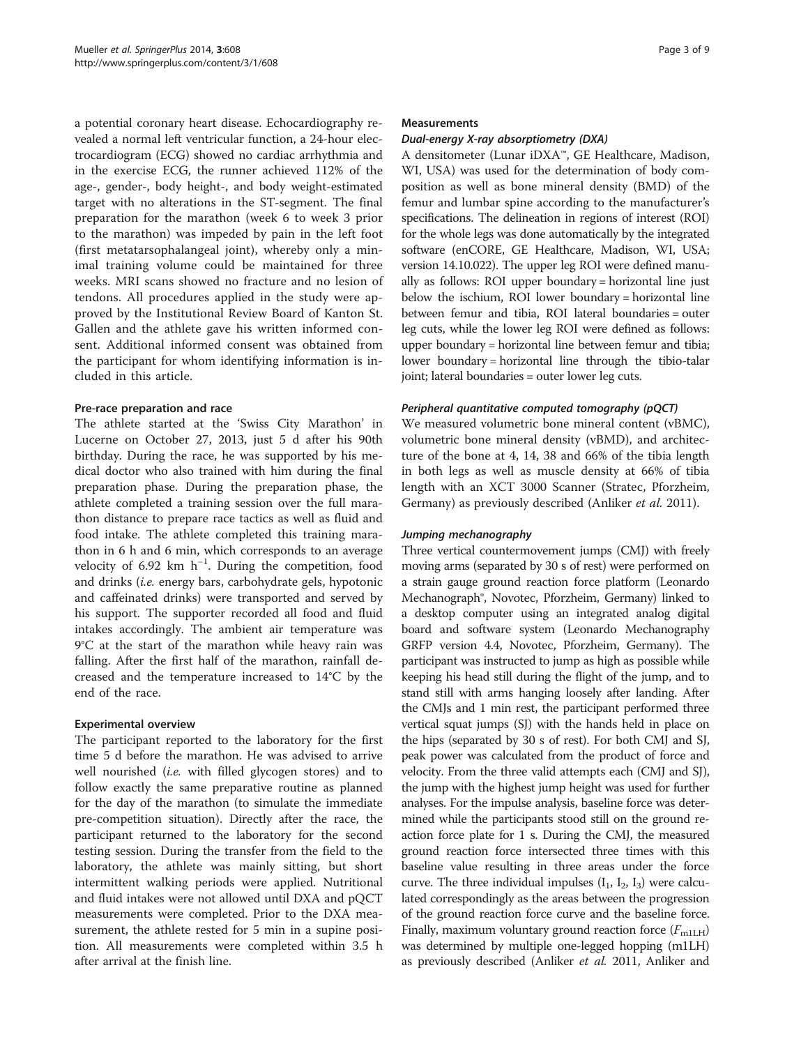a potential coronary heart disease. Echocardiography revealed a normal left ventricular function, a 24-hour electrocardiogram (ECG) showed no cardiac arrhythmia and in the exercise ECG, the runner achieved 112% of the age-, gender-, body height-, and body weight-estimated target with no alterations in the ST-segment. The final preparation for the marathon (week 6 to week 3 prior to the marathon) was impeded by pain in the left foot (first metatarsophalangeal joint), whereby only a minimal training volume could be maintained for three weeks. MRI scans showed no fracture and no lesion of tendons. All procedures applied in the study were approved by the Institutional Review Board of Kanton St. Gallen and the athlete gave his written informed consent. Additional informed consent was obtained from the participant for whom identifying information is included in this article.

### Pre-race preparation and race

The athlete started at the 'Swiss City Marathon' in Lucerne on October 27, 2013, just 5 d after his 90th birthday. During the race, he was supported by his medical doctor who also trained with him during the final preparation phase. During the preparation phase, the athlete completed a training session over the full marathon distance to prepare race tactics as well as fluid and food intake. The athlete completed this training marathon in 6 h and 6 min, which corresponds to an average velocity of 6.92 km $h^{-1}$. During the competition, food and drinks (*i.e.* energy bars, carbohydrate gels, hypotonic and caffeinated drinks) were transported and served by his support. The supporter recorded all food and fluid intakes accordingly. The ambient air temperature was 9°C at the start of the marathon while heavy rain was falling. After the first half of the marathon, rainfall decreased and the temperature increased to 14°C by the end of the race.

### Experimental overview

The participant reported to the laboratory for the first time 5 d before the marathon. He was advised to arrive well nourished (*i.e.* with filled glycogen stores) and to follow exactly the same preparative routine as planned for the day of the marathon (to simulate the immediate pre-competition situation). Directly after the race, the participant returned to the laboratory for the second testing session. During the transfer from the field to the laboratory, the athlete was mainly sitting, but short intermittent walking periods were applied. Nutritional and fluid intakes were not allowed until DXA and pQCT measurements were completed. Prior to the DXA measurement, the athlete rested for 5 min in a supine position. All measurements were completed within 3.5 h after arrival at the finish line.

### Measurements

#### *Dual-energy X-ray absorptiometry (DXA)*

A densitometer (Lunar iDXA™, GE Healthcare, Madison, WI, USA) was used for the determination of body composition as well as bone mineral density (BMD) of the femur and lumbar spine according to the manufacturer's specifications. The delineation in regions of interest (ROI) for the whole legs was done automatically by the integrated software (enCORE, GE Healthcare, Madison, WI, USA; version 14.10.022). The upper leg ROI were defined manually as follows: ROI upper boundary = horizontal line just below the ischium, ROI lower boundary = horizontal line between femur and tibia, ROI lateral boundaries = outer leg cuts, while the lower leg ROI were defined as follows: upper boundary = horizontal line between femur and tibia; lower boundary = horizontal line through the tibio-talar joint; lateral boundaries = outer lower leg cuts.

#### *Peripheral quantitative computed tomography (pQCT)*

We measured volumetric bone mineral content (vBMC), volumetric bone mineral density (vBMD), and architecture of the bone at 4, 14, 38 and 66% of the tibia length in both legs as well as muscle density at 66% of tibia length with an XCT 3000 Scanner (Stratec, Pforzheim, Germany) as previously described (Anliker *et al.* 2011).

#### *Jumping mechanography*

Three vertical countermovement jumps (CMJ) with freely moving arms (separated by 30 s of rest) were performed on a strain gauge ground reaction force platform (Leonardo Mechanograph®, Novotec, Pforzheim, Germany) linked to a desktop computer using an integrated analog digital board and software system (Leonardo Mechanography GRFP version 4.4, Novotec, Pforzheim, Germany). The participant was instructed to jump as high as possible while keeping his head still during the flight of the jump, and to stand still with arms hanging loosely after landing. After the CMJs and 1 min rest, the participant performed three vertical squat jumps (SJ) with the hands held in place on the hips (separated by 30 s of rest). For both CMJ and SJ, peak power was calculated from the product of force and velocity. From the three valid attempts each (CMJ and SJ), the jump with the highest jump height was used for further analyses. For the impulse analysis, baseline force was determined while the participants stood still on the ground reaction force plate for 1 s. During the CMJ, the measured ground reaction force intersected three times with this baseline value resulting in three areas under the force curve. The three individual impulses ($I_1$, $I_2$, $I_3$) were calculated correspondingly as the areas between the progression of the ground reaction force curve and the baseline force. Finally, maximum voluntary ground reaction force ($F_{m1LH}$) was determined by multiple one-legged hopping (m1LH) as previously described (Anliker *et al.* 2011, Anliker and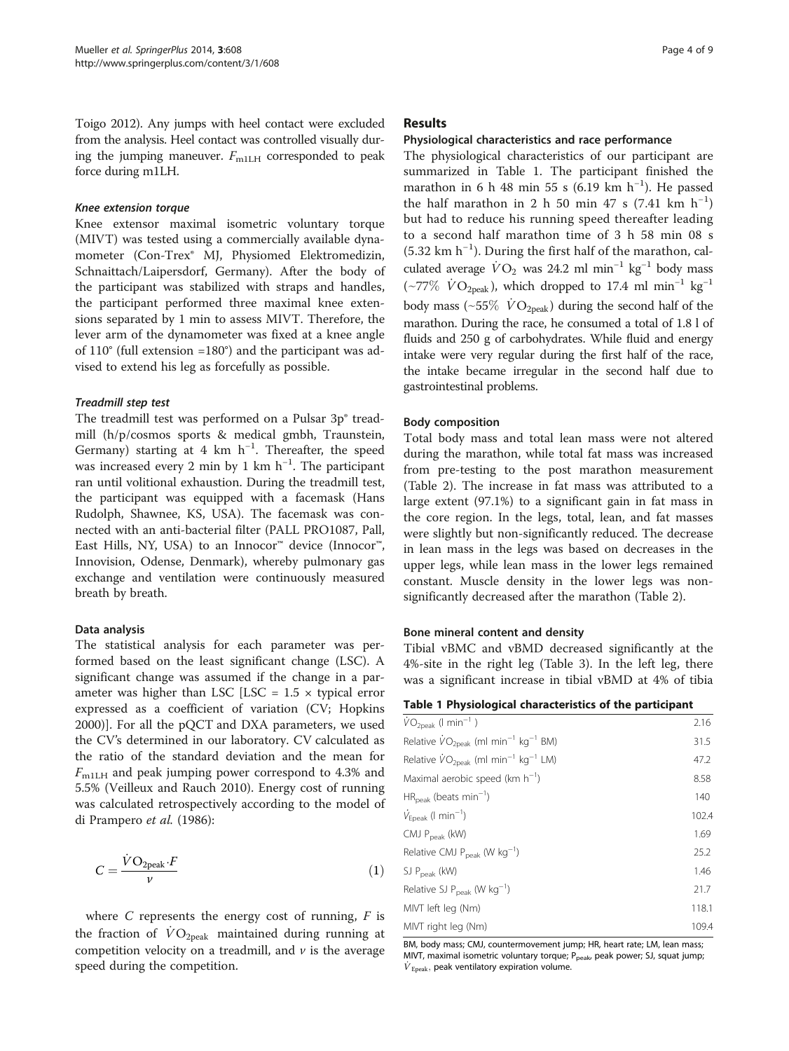Toigo 2012). Any jumps with heel contact were excluded from the analysis. Heel contact was controlled visually during the jumping maneuver. $F_{m1LH}$ corresponded to peak force during m1LH.

#### *Knee extension torque*

Knee extensor maximal isometric voluntary torque (MIVT) was tested using a commercially available dynamometer (Con-Trex® MJ, Physiomed Elektromedizin, Schnaittach/Laipersdorf, Germany). After the body of the participant was stabilized with straps and handles, the participant performed three maximal knee extensions separated by 1 min to assess MIVT. Therefore, the lever arm of the dynamometer was fixed at a knee angle of 110° (full extension =180°) and the participant was advised to extend his leg as forcefully as possible.

#### *Treadmill step test*

The treadmill test was performed on a Pulsar 3p® treadmill (h/p/cosmos sports & medical gmbh, Traunstein, Germany) starting at 4 km $h^{-1}$. Thereafter, the speed was increased every 2 min by 1 km $h^{-1}$. The participant ran until volitional exhaustion. During the treadmill test, the participant was equipped with a facemask (Hans Rudolph, Shawnee, KS, USA). The facemask was connected with an anti-bacterial filter (PALL PRO1087, Pall, East Hills, NY, USA) to an Innocor™ device (Innocor™, Innovision, Odense, Denmark), whereby pulmonary gas exchange and ventilation were continuously measured breath by breath.

### Data analysis

The statistical analysis for each parameter was performed based on the least significant change (LSC). A significant change was assumed if the change in a parameter was higher than LSC [LSC = 1.5 × typical error expressed as a coefficient of variation (CV; Hopkins 2000)]. For all the pQCT and DXA parameters, we used the CV's determined in our laboratory. CV calculated as the ratio of the standard deviation and the mean for $F_{m1LH}$ and peak jumping power correspond to 4.3% and 5.5% (Veilleux and Rauch 2010). Energy cost of running was calculated retrospectively according to the model of di Prampero *et al.* (1986):

$$C = \frac{\dot{V}O_{2peak} \cdot F}{v} \tag{1}$$

where $C$ represents the energy cost of running, $F$ is the fraction of $\dot{V}O_{2peak}$ maintained during running at competition velocity on a treadmill, and $v$ is the average speed during the competition.

## Results

### Physiological characteristics and race performance

The physiological characteristics of our participant are summarized in Table 1. The participant finished the marathon in 6 h 48 min 55 s (6.19 km $h^{-1}$). He passed the half marathon in 2 h 50 min 47 s (7.41 km $h^{-1}$) but had to reduce his running speed thereafter leading to a second half marathon time of 3 h 58 min 08 s (5.32 km $h^{-1}$). During the first half of the marathon, calculated average $\dot{V}O_2$ was 24.2 ml $min^{-1}$ $kg^{-1}$ body mass (~77% $\dot{V}O_{2peak}$), which dropped to 17.4 ml $min^{-1}$ $kg^{-1}$ body mass (~55% $\dot{V}O_{2peak}$) during the second half of the marathon. During the race, he consumed a total of 1.8 l of fluids and 250 g of carbohydrates. While fluid and energy intake were very regular during the first half of the race, the intake became irregular in the second half due to gastrointestinal problems.

### Body composition

Total body mass and total lean mass were not altered during the marathon, while total fat mass was increased from pre-testing to the post marathon measurement (Table 2). The increase in fat mass was attributed to a large extent (97.1%) to a significant gain in fat mass in the core region. In the legs, total, lean, and fat masses were slightly but non-significantly reduced. The decrease in lean mass in the legs was based on decreases in the upper legs, while lean mass in the lower legs remained constant. Muscle density in the lower legs was non-significantly decreased after the marathon (Table 2).

### Bone mineral content and density

Tibial vBMC and vBMD decreased significantly at the 4%-site in the right leg (Table 3). In the left leg, there was a significant increase in tibial vBMD at 4% of tibia

**Table 1 Physiological characteristics of the participant**

| | |
|---|---|
| $\dot{V}O_{2peak}$ (l $min^{-1}$ ) | 2.16 |
| Relative $\dot{V}O_{2peak}$ (ml $min^{-1}$ $kg^{-1}$ BM) | 31.5 |
| Relative $\dot{V}O_{2peak}$ (ml $min^{-1}$ $kg^{-1}$ LM) | 47.2 |
| Maximal aerobic speed (km $h^{-1}$) | 8.58 |
| $HR_{peak}$ (beats $min^{-1}$) | 140 |
| $\dot{V}_{Epeak}$ (l $min^{-1}$) | 102.4 |
| CMJ $P_{peak}$ (kW) | 1.69 |
| Relative CMJ $P_{peak}$ (W $kg^{-1}$) | 25.2 |
| SJ $P_{peak}$ (kW) | 1.46 |
| Relative SJ $P_{peak}$ (W $kg^{-1}$) | 21.7 |
| MIVT left leg (Nm) | 118.1 |
| MIVT right leg (Nm) | 109.4 |

BM, body mass; CMJ, countermovement jump; HR, heart rate; LM, lean mass; MIVT, maximal isometric voluntary torque; $P_{peak}$, peak power; SJ, squat jump; $\dot{V}_{Epeak}$, peak ventilatory expiration volume.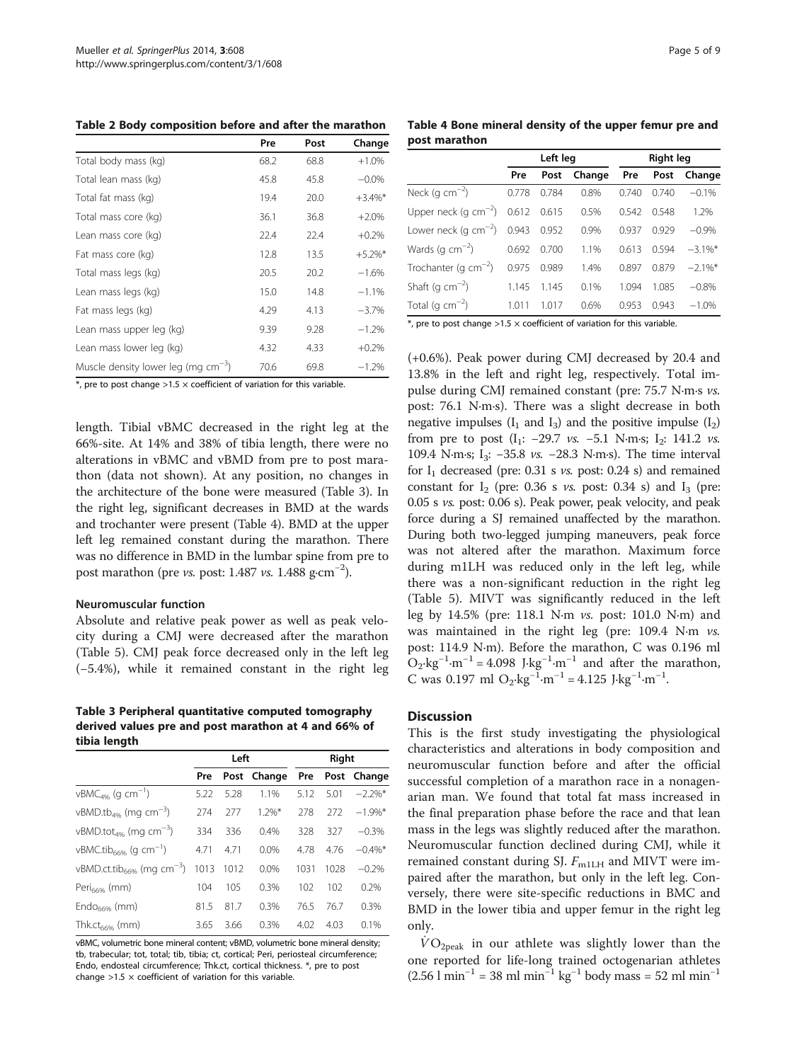**Table 2 Body composition before and after the marathon**

| | Pre | Post | Change |
|---|---|---|---|
| Total body mass (kg) | 68.2 | 68.8 | +1.0% |
| Total lean mass (kg) | 45.8 | 45.8 | −0.0% |
| Total fat mass (kg) | 19.4 | 20.0 | +3.4%* |
| Total mass core (kg) | 36.1 | 36.8 | +2.0% |
| Lean mass core (kg) | 22.4 | 22.4 | +0.2% |
| Fat mass core (kg) | 12.8 | 13.5 | +5.2%* |
| Total mass legs (kg) | 20.5 | 20.2 | −1.6% |
| Lean mass legs (kg) | 15.0 | 14.8 | −1.1% |
| Fat mass legs (kg) | 4.29 | 4.13 | −3.7% |
| Lean mass upper leg (kg) | 9.39 | 9.28 | −1.2% |
| Lean mass lower leg (kg) | 4.32 | 4.33 | +0.2% |
| Muscle density lower leg (mg $cm^{-3}$) | 70.6 | 69.8 | −1.2% |

*, pre to post change >1.5 × coefficient of variation for this variable.

length. Tibial vBMC decreased in the right leg at the 66%-site. At 14% and 38% of tibia length, there were no alterations in vBMC and vBMD from pre to post marathon (data not shown). At any position, no changes in the architecture of the bone were measured (Table 3). In the right leg, significant decreases in BMD at the wards and trochanter were present (Table 4). BMD at the upper left leg remained constant during the marathon. There was no difference in BMD in the lumbar spine from pre to post marathon (pre *vs.* post: 1.487 *vs.* 1.488 g·$cm^{-2}$).

### Neuromuscular function

Absolute and relative peak power as well as peak velocity during a CMJ were decreased after the marathon (Table 5). CMJ peak force decreased only in the left leg (−5.4%), while it remained constant in the right leg

**Table 3 Peripheral quantitative computed tomography derived values pre and post marathon at 4 and 66% of tibia length**

| | Left | | | Right | | |
|---|---|---|---|---|---|---|
| | Pre | Post | Change | Pre | Post | Change |
| $vBMC_{4\%}$ (g $cm^{-1}$) | 5.22 | 5.28 | 1.1% | 5.12 | 5.01 | −2.2%* |
| $vBMD.tb_{4\%}$ (mg $cm^{-3}$) | 274 | 277 | 1.2%* | 278 | 272 | −1.9%* |
| $vBMD.tot_{4\%}$ (mg $cm^{-3}$) | 334 | 336 | 0.4% | 328 | 327 | −0.3% |
| $vBMC.tib_{66\%}$ (g $cm^{-1}$) | 4.71 | 4.71 | 0.0% | 4.78 | 4.76 | −0.4%* |
| $vBMD.ct.tib_{66\%}$ (mg $cm^{-3}$) | 1013 | 1012 | 0.0% | 1031 | 1028 | −0.2% |
| $Peri_{66\%}$ (mm) | 104 | 105 | 0.3% | 102 | 102 | 0.2% |
| $Endo_{66\%}$ (mm) | 81.5 | 81.7 | 0.3% | 76.5 | 76.7 | 0.3% |
| $Thk.ct_{66\%}$ (mm) | 3.65 | 3.66 | 0.3% | 4.02 | 4.03 | 0.1% |

vBMC, volumetric bone mineral content; vBMD, volumetric bone mineral density; tb, trabecular; tot, total; tib, tibia; ct, cortical; Peri, periosteal circumference; Endo, endosteal circumference; Thk.ct, cortical thickness. *, pre to post change >1.5 × coefficient of variation for this variable.

**Table 4 Bone mineral density of the upper femur pre and post marathon**

| | Left leg | | | Right leg | | |
|---|---|---|---|---|---|---|
| | Pre | Post | Change | Pre | Post | Change |
| Neck (g $cm^{-2}$) | 0.778 | 0.784 | 0.8% | 0.740 | 0.740 | −0.1% |
| Upper neck (g $cm^{-2}$) | 0.612 | 0.615 | 0.5% | 0.542 | 0.548 | 1.2% |
| Lower neck (g $cm^{-2}$) | 0.943 | 0.952 | 0.9% | 0.937 | 0.929 | −0.9% |
| Wards (g $cm^{-2}$) | 0.692 | 0.700 | 1.1% | 0.613 | 0.594 | −3.1%* |
| Trochanter (g $cm^{-2}$) | 0.975 | 0.989 | 1.4% | 0.897 | 0.879 | −2.1%* |
| Shaft (g $cm^{-2}$) | 1.145 | 1.145 | 0.1% | 1.094 | 1.085 | −0.8% |
| Total (g $cm^{-2}$) | 1.011 | 1.017 | 0.6% | 0.953 | 0.943 | −1.0% |

*, pre to post change >1.5 × coefficient of variation for this variable.

(+0.6%). Peak power during CMJ decreased by 20.4 and 13.8% in the left and right leg, respectively. Total impulse during CMJ remained constant (pre: 75.7 N·m·s *vs.* post: 76.1 N·m·s). There was a slight decrease in both negative impulses ($I_1$ and $I_3$) and the positive impulse ($I_2$) from pre to post ($I_1$: −29.7 *vs.* −5.1 N·m·s; $I_2$: 141.2 *vs.* 109.4 N·m·s; $I_3$: −35.8 *vs.* −28.3 N·m·s). The time interval for $I_1$ decreased (pre: 0.31 s *vs.* post: 0.24 s) and remained constant for $I_2$ (pre: 0.36 s *vs.* post: 0.34 s) and $I_3$ (pre: 0.05 s *vs.* post: 0.06 s). Peak power, peak velocity, and peak force during a SJ remained unaffected by the marathon. During both two-legged jumping maneuvers, peak force was not altered after the marathon. Maximum force during m1LH was reduced only in the left leg, while there was a non-significant reduction in the right leg (Table 5). MIVT was significantly reduced in the left leg by 14.5% (pre: 118.1 N·m *vs.* post: 101.0 N·m) and was maintained in the right leg (pre: 109.4 N·m *vs.* post: 114.9 N·m). Before the marathon, C was 0.196 ml $O_2$·$kg^{-1}$·$m^{-1}$ = 4.098 J·$kg^{-1}$·$m^{-1}$ and after the marathon, C was 0.197 ml $O_2$·$kg^{-1}$·$m^{-1}$ = 4.125 J·$kg^{-1}$·$m^{-1}$.

## Discussion

This is the first study investigating the physiological characteristics and alterations in body composition and neuromuscular function before and after the official successful completion of a marathon race in a nonagenarian man. We found that total fat mass increased in the final preparation phase before the race and that lean mass in the legs was slightly reduced after the marathon. Neuromuscular function declined during CMJ, while it remained constant during SJ. $F_{m1LH}$ and MIVT were impaired after the marathon, but only in the left leg. Conversely, there were site-specific reductions in BMC and BMD in the lower tibia and upper femur in the right leg only.

$\dot{V}O_{2peak}$ in our athlete was slightly lower than the one reported for life-long trained octogenarian athletes (2.56 l $min^{-1}$ = 38 ml $min^{-1}$ $kg^{-1}$ body mass = 52 ml $min^{-1}$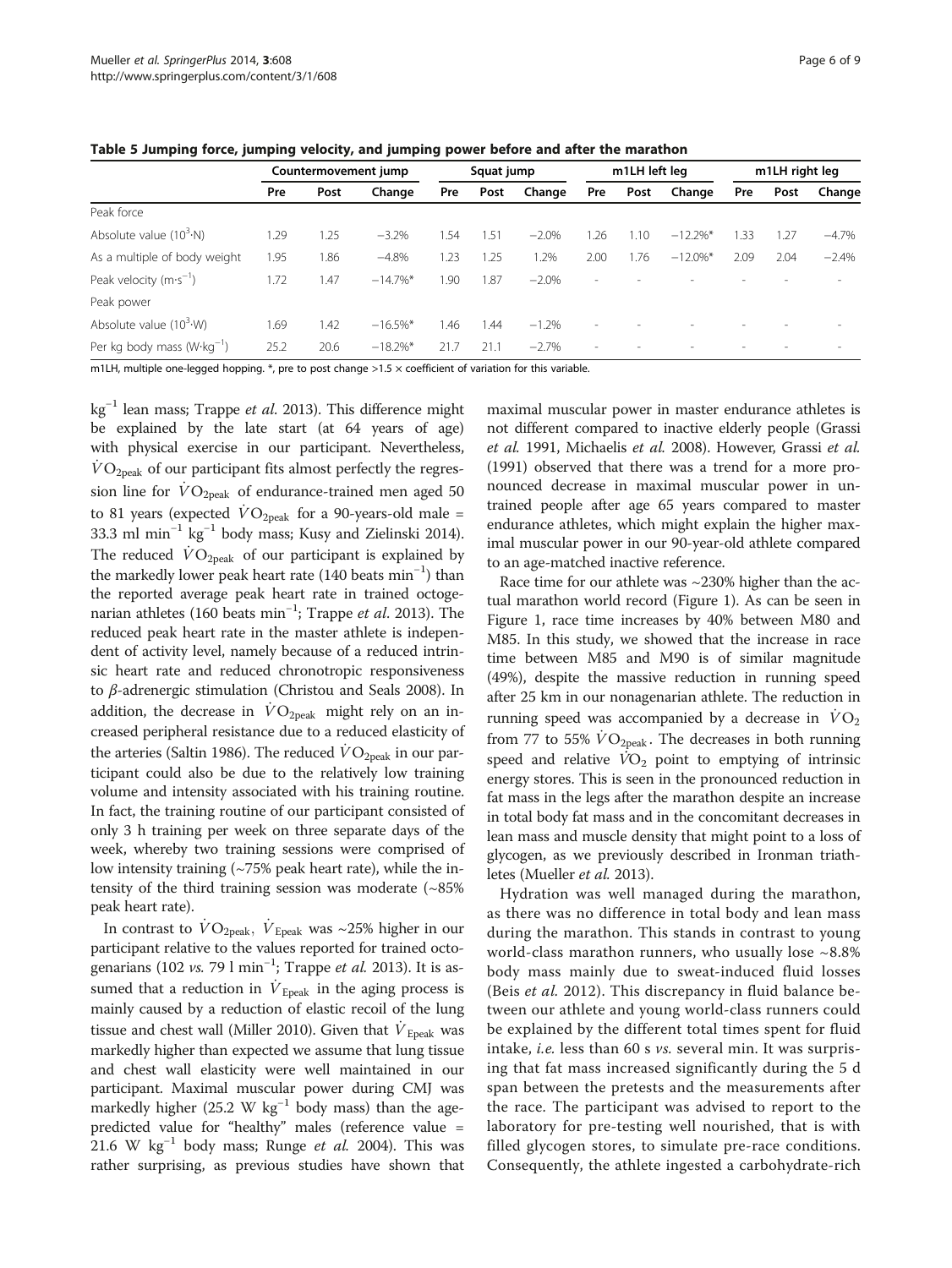**Table 5 Jumping force, jumping velocity, and jumping power before and after the marathon**

| | Countermovement jump | | | Squat jump | | | m1LH left leg | | | m1LH right leg | | |
|---|---|---|---|---|---|---|---|---|---|---|---|---|
| | Pre | Post | Change | Pre | Post | Change | Pre | Post | Change | Pre | Post | Change |
| Peak force | | | | | | | | | | | | |
| Absolute value ($10^3$·N) | 1.29 | 1.25 | −3.2% | 1.54 | 1.51 | −2.0% | 1.26 | 1.10 | −12.2%* | 1.33 | 1.27 | −4.7% |
| As a multiple of body weight | 1.95 | 1.86 | −4.8% | 1.23 | 1.25 | 1.2% | 2.00 | 1.76 | −12.0%* | 2.09 | 2.04 | −2.4% |
| Peak velocity (m·s$^{-1}$) | 1.72 | 1.47 | −14.7%* | 1.90 | 1.87 | −2.0% | - | - | - | - | - | - |
| Peak power | | | | | | | | | | | | |
| Absolute value ($10^3$·W) | 1.69 | 1.42 | −16.5%* | 1.46 | 1.44 | −1.2% | - | - | - | - | - | - |
| Per kg body mass (W·kg$^{-1}$) | 25.2 | 20.6 | −18.2%* | 21.7 | 21.1 | −2.7% | - | - | - | - | - | - |

m1LH, multiple one-legged hopping. *, pre to post change >1.5 × coefficient of variation for this variable.

kg$^{-1}$ lean mass; Trappe *et al.* 2013). This difference might be explained by the late start (at 64 years of age) with physical exercise in our participant. Nevertheless, $\dot{V}O_{2peak}$ of our participant fits almost perfectly the regression line for $\dot{V}O_{2peak}$ of endurance-trained men aged 50 to 81 years (expected $\dot{V}O_{2peak}$ for a 90-years-old male = 33.3 ml min$^{-1}$ kg$^{-1}$ body mass; Kusy and Zielinski 2014). The reduced $\dot{V}O_{2peak}$ of our participant is explained by the markedly lower peak heart rate (140 beats min$^{-1}$) than the reported average peak heart rate in trained octogenarian athletes (160 beats min$^{-1}$; Trappe *et al.* 2013). The reduced peak heart rate in the master athlete is independent of activity level, namely because of a reduced intrinsic heart rate and reduced chronotropic responsiveness to $\beta$-adrenergic stimulation (Christou and Seals 2008). In addition, the decrease in $\dot{V}O_{2peak}$ might rely on an increased peripheral resistance due to a reduced elasticity of the arteries (Saltin 1986). The reduced $\dot{V}O_{2peak}$ in our participant could also be due to the relatively low training volume and intensity associated with his training routine. In fact, the training routine of our participant consisted of only 3 h training per week on three separate days of the week, whereby two training sessions were comprised of low intensity training (~75% peak heart rate), while the intensity of the third training session was moderate (~85% peak heart rate).

In contrast to $\dot{V}O_{2peak}$, $\dot{V}_{Epeak}$ was ~25% higher in our participant relative to the values reported for trained octogenarians (102 *vs.* 79 l min$^{-1}$; Trappe *et al.* 2013). It is assumed that a reduction in $\dot{V}_{Epeak}$ in the aging process is mainly caused by a reduction of elastic recoil of the lung tissue and chest wall (Miller 2010). Given that $\dot{V}_{Epeak}$ was markedly higher than expected we assume that lung tissue and chest wall elasticity were well maintained in our participant. Maximal muscular power during CMJ was markedly higher (25.2 W kg$^{-1}$ body mass) than the age-predicted value for "healthy" males (reference value = 21.6 W kg$^{-1}$ body mass; Runge *et al.* 2004). This was rather surprising, as previous studies have shown that maximal muscular power in master endurance athletes is not different compared to inactive elderly people (Grassi *et al.* 1991, Michaelis *et al.* 2008). However, Grassi *et al.* (1991) observed that there was a trend for a more pronounced decrease in maximal muscular power in untrained people after age 65 years compared to master endurance athletes, which might explain the higher maximal muscular power in our 90-year-old athlete compared to an age-matched inactive reference.

Race time for our athlete was ~230% higher than the actual marathon world record (Figure 1). As can be seen in Figure 1, race time increases by 40% between M80 and M85. In this study, we showed that the increase in race time between M85 and M90 is of similar magnitude (49%), despite the massive reduction in running speed after 25 km in our nonagenarian athlete. The reduction in running speed was accompanied by a decrease in $\dot{V}O_2$ from 77 to 55% $\dot{V}O_{2peak}$. The decreases in both running speed and relative $\dot{V}O_2$ point to emptying of intrinsic energy stores. This is seen in the pronounced reduction in fat mass in the legs after the marathon despite an increase in total body fat mass and in the concomitant decreases in lean mass and muscle density that might point to a loss of glycogen, as we previously described in Ironman triathletes (Mueller *et al.* 2013).

Hydration was well managed during the marathon, as there was no difference in total body and lean mass during the marathon. This stands in contrast to young world-class marathon runners, who usually lose ~8.8% body mass mainly due to sweat-induced fluid losses (Beis *et al.* 2012). This discrepancy in fluid balance between our athlete and young world-class runners could be explained by the different total times spent for fluid intake, *i.e.* less than 60 s *vs.* several min. It was surprising that fat mass increased significantly during the 5 d span between the pretests and the measurements after the race. The participant was advised to report to the laboratory for pre-testing well nourished, that is with filled glycogen stores, to simulate pre-race conditions. Consequently, the athlete ingested a carbohydrate-rich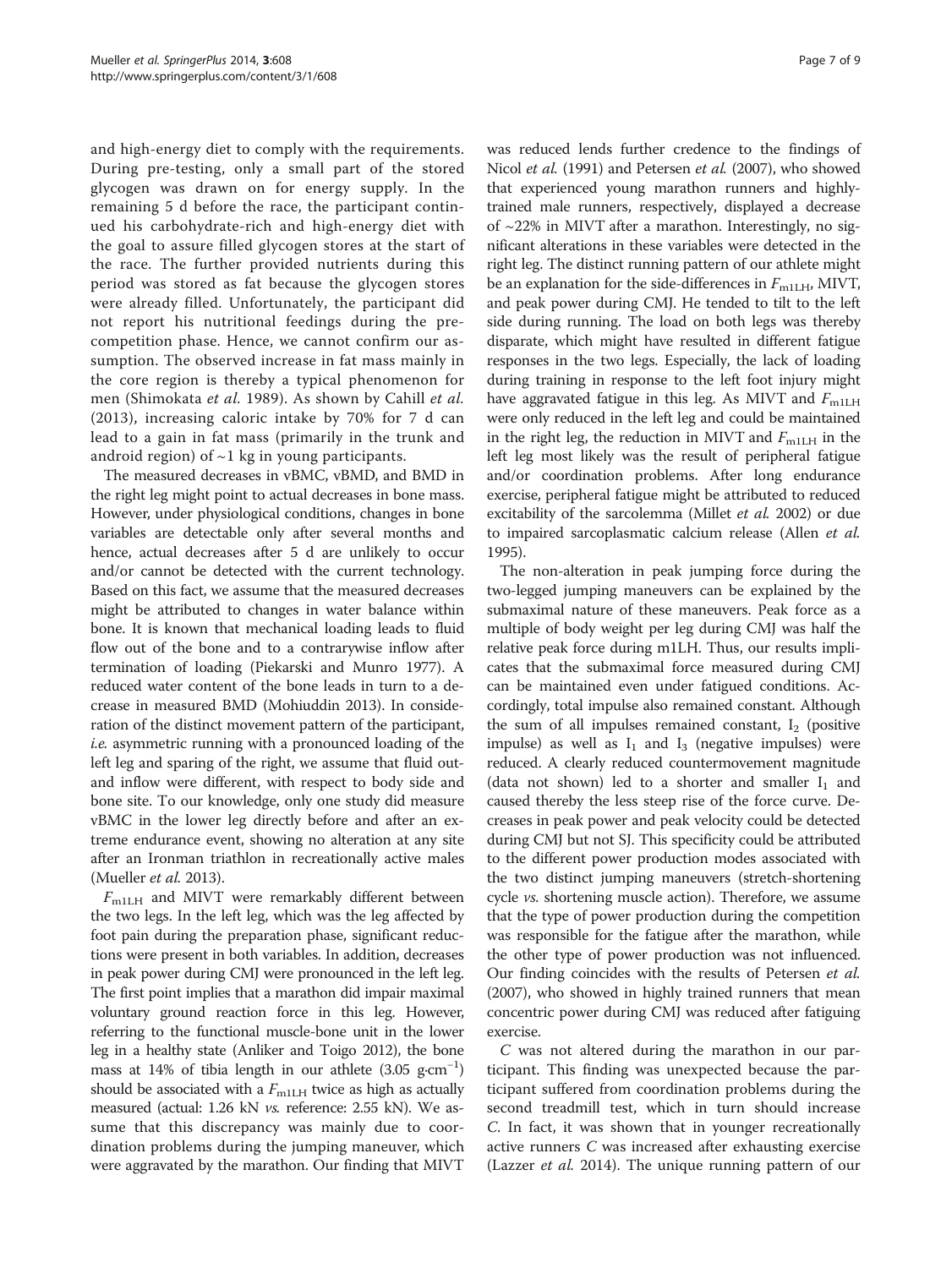and high-energy diet to comply with the requirements. During pre-testing, only a small part of the stored glycogen was drawn on for energy supply. In the remaining 5 d before the race, the participant continued his carbohydrate-rich and high-energy diet with the goal to assure filled glycogen stores at the start of the race. The further provided nutrients during this period was stored as fat because the glycogen stores were already filled. Unfortunately, the participant did not report his nutritional feedings during the pre-competition phase. Hence, we cannot confirm our assumption. The observed increase in fat mass mainly in the core region is thereby a typical phenomenon for men (Shimokata *et al.* 1989). As shown by Cahill *et al.* (2013), increasing caloric intake by 70% for 7 d can lead to a gain in fat mass (primarily in the trunk and android region) of ~1 kg in young participants.

The measured decreases in vBMC, vBMD, and BMD in the right leg might point to actual decreases in bone mass. However, under physiological conditions, changes in bone variables are detectable only after several months and hence, actual decreases after 5 d are unlikely to occur and/or cannot be detected with the current technology. Based on this fact, we assume that the measured decreases might be attributed to changes in water balance within bone. It is known that mechanical loading leads to fluid flow out of the bone and to a contrarywise inflow after termination of loading (Piekarski and Munro 1977). A reduced water content of the bone leads in turn to a decrease in measured BMD (Mohiuddin 2013). In consideration of the distinct movement pattern of the participant, *i.e.* asymmetric running with a pronounced loading of the left leg and sparing of the right, we assume that fluid out- and inflow were different, with respect to body side and bone site. To our knowledge, only one study did measure vBMC in the lower leg directly before and after an extreme endurance event, showing no alteration at any site after an Ironman triathlon in recreationally active males (Mueller *et al.* 2013).

$F_{m1LH}$ and MIVT were remarkably different between the two legs. In the left leg, which was the leg affected by foot pain during the preparation phase, significant reductions were present in both variables. In addition, decreases in peak power during CMJ were pronounced in the left leg. The first point implies that a marathon did impair maximal voluntary ground reaction force in this leg. However, referring to the functional muscle-bone unit in the lower leg in a healthy state (Anliker and Toigo 2012), the bone mass at 14% of tibia length in our athlete (3.05 g·cm$^{-1}$) should be associated with a $F_{m1LH}$ twice as high as actually measured (actual: 1.26 kN *vs.* reference: 2.55 kN). We assume that this discrepancy was mainly due to coordination problems during the jumping maneuver, which were aggravated by the marathon. Our finding that MIVT was reduced lends further credence to the findings of Nicol *et al.* (1991) and Petersen *et al.* (2007), who showed that experienced young marathon runners and highly-trained male runners, respectively, displayed a decrease of ~22% in MIVT after a marathon. Interestingly, no significant alterations in these variables were detected in the right leg. The distinct running pattern of our athlete might be an explanation for the side-differences in $F_{m1LH}$, MIVT, and peak power during CMJ. He tended to tilt to the left side during running. The load on both legs was thereby disparate, which might have resulted in different fatigue responses in the two legs. Especially, the lack of loading during training in response to the left foot injury might have aggravated fatigue in this leg. As MIVT and $F_{m1LH}$ were only reduced in the left leg and could be maintained in the right leg, the reduction in MIVT and $F_{m1LH}$ in the left leg most likely was the result of peripheral fatigue and/or coordination problems. After long endurance exercise, peripheral fatigue might be attributed to reduced excitability of the sarcolemma (Millet *et al.* 2002) or due to impaired sarcoplasmatic calcium release (Allen *et al.* 1995).

The non-alteration in peak jumping force during the two-legged jumping maneuvers can be explained by the submaximal nature of these maneuvers. Peak force as a multiple of body weight per leg during CMJ was half the relative peak force during m1LH. Thus, our results implicates that the submaximal force measured during CMJ can be maintained even under fatigued conditions. Accordingly, total impulse also remained constant. Although the sum of all impulses remained constant, $I_2$ (positive impulse) as well as $I_1$ and $I_3$ (negative impulses) were reduced. A clearly reduced countermovement magnitude (data not shown) led to a shorter and smaller $I_1$ and caused thereby the less steep rise of the force curve. Decreases in peak power and peak velocity could be detected during CMJ but not SJ. This specificity could be attributed to the different power production modes associated with the two distinct jumping maneuvers (stretch-shortening cycle *vs.* shortening muscle action). Therefore, we assume that the type of power production during the competition was responsible for the fatigue after the marathon, while the other type of power production was not influenced. Our finding coincides with the results of Petersen *et al.* (2007), who showed in highly trained runners that mean concentric power during CMJ was reduced after fatiguing exercise.

*C* was not altered during the marathon in our participant. This finding was unexpected because the participant suffered from coordination problems during the second treadmill test, which in turn should increase *C*. In fact, it was shown that in younger recreationally active runners *C* was increased after exhausting exercise (Lazzer *et al.* 2014). The unique running pattern of our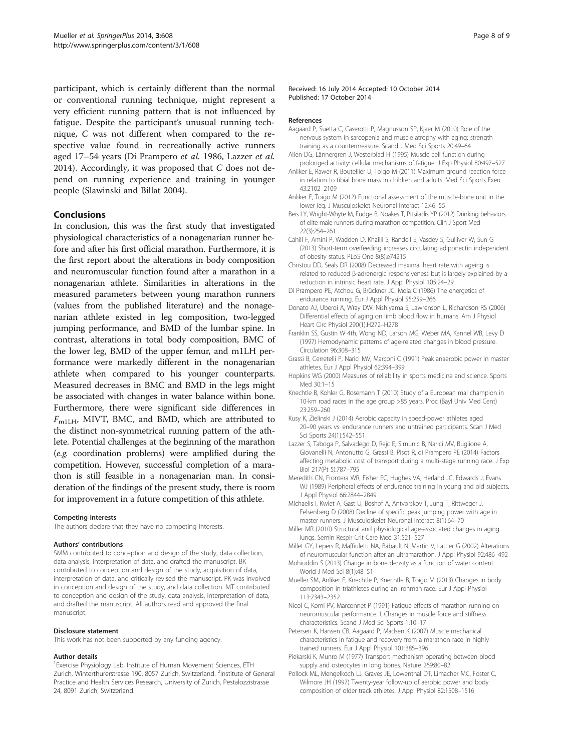participant, which is certainly different than the normal or conventional running technique, might represent a very efficient running pattern that is not influenced by fatigue. Despite the participant's unusual running technique, *C* was not different when compared to the respective value found in recreationally active runners aged 17–54 years (Di Prampero *et al.* 1986, Lazzer *et al.* 2014). Accordingly, it was proposed that *C* does not depend on running experience and training in younger people (Slawinski and Billat 2004).

## Conclusions

In conclusion, this was the first study that investigated physiological characteristics of a nonagenarian runner before and after his first official marathon. Furthermore, it is the first report about the alterations in body composition and neuromuscular function found after a marathon in a nonagenarian athlete. Similarities in alterations in the measured parameters between young marathon runners (values from the published literature) and the nonagenarian athlete existed in leg composition, two-legged jumping performance, and BMD of the lumbar spine. In contrast, alterations in total body composition, BMC of the lower leg, BMD of the upper femur, and m1LH performance were markedly different in the nonagenarian athlete when compared to his younger counterparts. Measured decreases in BMC and BMD in the legs might be associated with changes in water balance within bone. Furthermore, there were significant side differences in $F_{m1LH}$, MIVT, BMC, and BMD, which are attributed to the distinct non-symmetrical running pattern of the athlete. Potential challenges at the beginning of the marathon (*e.g.* coordination problems) were amplified during the competition. However, successful completion of a marathon is still feasible in a nonagenarian man. In consideration of the findings of the present study, there is room for improvement in a future competition of this athlete.

#### Competing interests

The authors declare that they have no competing interests.

#### Authors' contributions

SMM contributed to conception and design of the study, data collection, data analysis, interpretation of data, and drafted the manuscript. BK contributed to conception and design of the study, acquisition of data, interpretation of data, and critically revised the manuscript. PK was involved in conception and design of the study, and data collection. MT contributed to conception and design of the study, data analysis, interpretation of data, and drafted the manuscript. All authors read and approved the final manuscript.

#### Disclosure statement

This work has not been supported by any funding agency.

#### Author details

[1]Exercise Physiology Lab, Institute of Human Movement Sciences, ETH Zurich, Winterthurerstrasse 190, 8057 Zurich, Switzerland. [2]Institute of General Practice and Health Services Research, University of Zurich, Pestalozzistrasse 24, 8091 Zurich, Switzerland.

Received: 16 July 2014 Accepted: 10 October 2014
Published: 17 October 2014

#### References

Aagaard P, Suetta C, Caserotti P, Magnusson SP, Kjaer M (2010) Role of the nervous system in sarcopenia and muscle atrophy with aging: strength training as a countermeasure. Scand J Med Sci Sports 20:49–64

Allen DG, Lännergren J, Westerblad H (1995) Muscle cell function during prolonged activity: cellular mechanisms of fatigue. J Exp Physiol 80:497–527

Anliker E, Rawer R, Boutellier U, Toigo M (2011) Maximum ground reaction force in relation to tibial bone mass in children and adults. Med Sci Sports Exerc 43:2102–2109

Anliker E, Toigo M (2012) Functional assessment of the muscle-bone unit in the lower leg. J Musculoskelet Neuronal Interact 12:46–55

Beis LY, Wright-Whyte M, Fudge B, Noakes T, Pitsiladis YP (2012) Drinking behaviors of elite male runners during marathon competition. Clin J Sport Med 22(3):254–261

Cahill F, Amini P, Wadden D, Khalili S, Randell E, Vasdev S, Gulliver W, Sun G (2013) Short-term overfeeding increases circulating adiponectin independent of obesity status. PLoS One 8(8):e74215

Christou DD, Seals DR (2008) Decreased maximal heart rate with ageing is related to reduced β-adrenergic responsiveness but is largely explained by a reduction in intrinsic heart rate. J Appl Physiol 105:24–29

Di Prampero PE, Atchou G, Brückner JC, Moia C (1986) The energetics of endurance running. Eur J Appl Physiol 55:259–266

Donato AJ, Uberoi A, Wray DW, Nishiyama S, Lawrenson L, Richardson RS (2006) Differential effects of aging on limb blood flow in humans. Am J Physiol Heart Circ Physiol 290(1):H272–H278

Franklin SS, Gustin W 4th, Wong ND, Larson MG, Weber MA, Kannel WB, Levy D (1997) Hemodynamic patterns of age-related changes in blood pressure. Circulation 96:308–315

Grassi B, Cerretelli P, Narici MV, Marconi C (1991) Peak anaerobic power in master athletes. Eur J Appl Physiol 62:394–399

Hopkins WG (2000) Measures of reliability in sports medicine and science. Sports Med 30:1–15

Knechtle B, Kohler G, Rosemann T (2010) Study of a European mal champion in 10-km road races in the age group >85 years. Proc (Bayl Univ Med Cent) 23:259–260

Kusy K, Zielinski J (2014) Aerobic capacity in speed-power athletes aged 20–90 years vs. endurance runners and untrained participants. Scan J Med Sci Sports 24(1):542–551

Lazzer S, Taboga P, Salvadego D, Rejc E, Simunic B, Narici MV, Buglione A, Giovanelli N, Antonutto G, Grassi B, Pisot R, di Prampero PE (2014) Factors affecting metabolic cost of transport during a multi-stage running race. J Exp Biol 217(Pt 5):787–795

Meredith CN, Frontera WR, Fisher EC, Hughes VA, Herland JC, Edwards J, Evans WJ (1989) Peripheral effects of endurance training in young and old subjects. J Appl Physiol 66:2844–2849

Michaelis I, Kwiet A, Gast U, Boshof A, Antvorskov T, Jung T, Rittweger J, Felsenberg D (2008) Decline of specific peak jumping power with age in master runners. J Musculoskelet Neuronal Interact 8(1):64–70

Miller MR (2010) Structural and physiological age-associated changes in aging lungs. Semin Respir Crit Care Med 31:521–527

Millet GY, Lepers R, Maffiuletti NA, Babault N, Martin V, Lattier G (2002) Alterations of neuromuscular function after an ultramarathon. J Appl Physiol 92:486–492

Mohiuddin S (2013) Change in bone density as a function of water content. World J Med Sci 8(1):48–51

Mueller SM, Anliker E, Knechtle P, Knechtle B, Toigo M (2013) Changes in body composition in triathletes during an Ironman race. Eur J Appl Physiol 113:2343–2352

Nicol C, Komi PV, Marconnet P (1991) Fatigue effects of marathon running on neuromuscular performance. I. Changes in muscle force and stiffness characteristics. Scand J Med Sci Sports 1:10–17

Petersen K, Hansen CB, Aagaard P, Madsen K (2007) Muscle mechanical characteristics in fatigue and recovery from a marathon race in highly trained runners. Eur J Appl Physiol 101:385–396

Piekarski K, Munro M (1977) Transport mechanism operating between blood supply and osteocytes in long bones. Nature 269:80–82

Pollock ML, Mengelkoch LJ, Graves JE, Lowenthal DT, Limacher MC, Foster C, Wilmore JH (1997) Twenty-year follow-up of aerobic power and body composition of older track athletes. J Appl Physiol 82:1508–1516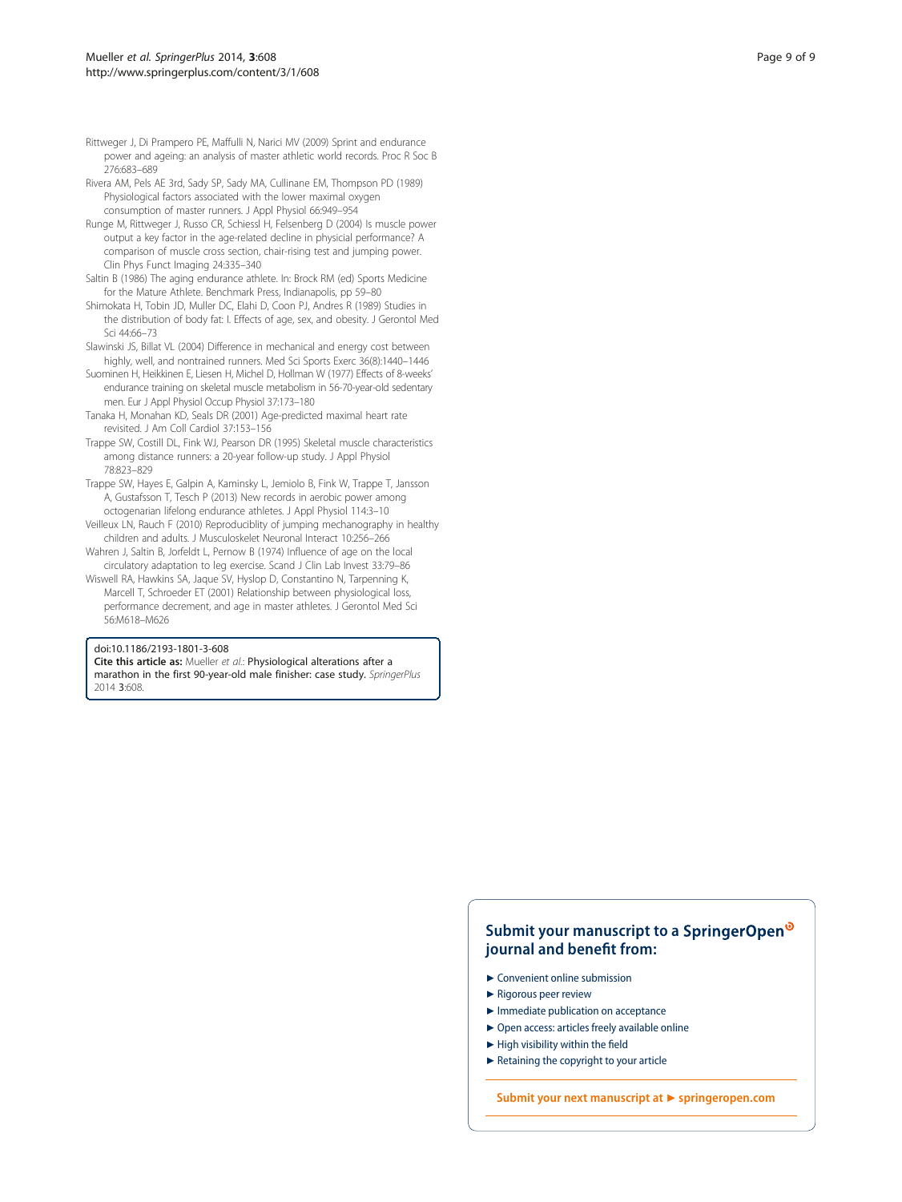Rittweger J, Di Prampero PE, Maffulli N, Narici MV (2009) Sprint and endurance power and ageing: an analysis of master athletic world records. Proc R Soc B 276:683–689

Rivera AM, Pels AE 3rd, Sady SP, Sady MA, Cullinane EM, Thompson PD (1989) Physiological factors associated with the lower maximal oxygen consumption of master runners. J Appl Physiol 66:949–954

Runge M, Rittweger J, Russo CR, Schiessl H, Felsenberg D (2004) Is muscle power output a key factor in the age-related decline in physicial performance? A comparison of muscle cross section, chair-rising test and jumping power. Clin Phys Funct Imaging 24:335–340

Saltin B (1986) The aging endurance athlete. In: Brock RM (ed) Sports Medicine for the Mature Athlete. Benchmark Press, Indianapolis, pp 59–80

Shimokata H, Tobin JD, Muller DC, Elahi D, Coon PJ, Andres R (1989) Studies in the distribution of body fat: I. Effects of age, sex, and obesity. J Gerontol Med Sci 44:66–73

Slawinski JS, Billat VL (2004) Difference in mechanical and energy cost between highly, well, and nontrained runners. Med Sci Sports Exerc 36(8):1440–1446

Suominen H, Heikkinen E, Liesen H, Michel D, Hollman W (1977) Effects of 8-weeks' endurance training on skeletal muscle metabolism in 56-70-year-old sedentary men. Eur J Appl Physiol Occup Physiol 37:173–180

Tanaka H, Monahan KD, Seals DR (2001) Age-predicted maximal heart rate revisited. J Am Coll Cardiol 37:153–156

Trappe SW, Costill DL, Fink WJ, Pearson DR (1995) Skeletal muscle characteristics among distance runners: a 20-year follow-up study. J Appl Physiol 78:823–829

Trappe SW, Hayes E, Galpin A, Kaminsky L, Jemiolo B, Fink W, Trappe T, Jansson A, Gustafsson T, Tesch P (2013) New records in aerobic power among octogenarian lifelong endurance athletes. J Appl Physiol 114:3–10

Veilleux LN, Rauch F (2010) Reproduciblity of jumping mechanography in healthy children and adults. J Musculoskelet Neuronal Interact 10:256–266

Wahren J, Saltin B, Jorfeldt L, Pernow B (1974) Influence of age on the local circulatory adaptation to leg exercise. Scand J Clin Lab Invest 33:79–86

Wiswell RA, Hawkins SA, Jaque SV, Hyslop D, Constantino N, Tarpenning K, Marcell T, Schroeder ET (2001) Relationship between physiological loss, performance decrement, and age in master athletes. J Gerontol Med Sci 56:M618–M626

doi:10.1186/2193-1801-3-608

**Cite this article as:** Mueller *et al.*: Physiological alterations after a marathon in the first 90-year-old male finisher: case study. *SpringerPlus* 2014 **3**:608.

**Submit your manuscript to a SpringerOpen journal and benefit from:**

- ► Convenient online submission
- ► Rigorous peer review
- ► Immediate publication on acceptance
- ► Open access: articles freely available online
- ► High visibility within the field
- ► Retaining the copyright to your article

**Submit your next manuscript at ► springeropen.com**